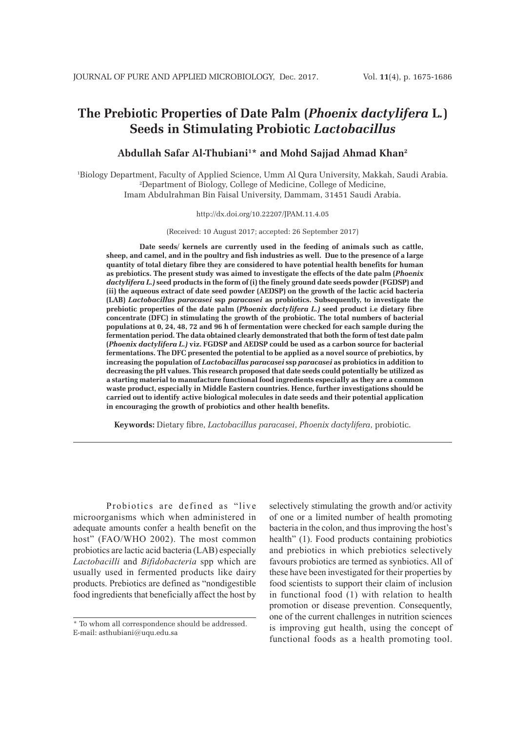# The Prebiotic Properties of Date Palm (*Phoenix dactylifera* L.) Seeds in Stimulating Probiotic *Lactobacillus*

**Abdullah Safar Al-Thubiani[1]* and Mohd Sajjad Ahmad Khan[2]**

[1]Biology Department, Faculty of Applied Science, Umm Al Qura University, Makkah, Saudi Arabia.
[2]Department of Biology, College of Medicine, College of Medicine, Imam Abdulrahman Bin Faisal University, Dammam, 31451 Saudi Arabia.

http://dx.doi.org/10.22207/JPAM.11.4.05

(Received: 10 August 2017; accepted: 26 September 2017)

**Date seeds/ kernels are currently used in the feeding of animals such as cattle, sheep, and camel, and in the poultry and fish industries as well. Due to the presence of a large quantity of total dietary fibre they are considered to have potential health benefits for human as prebiotics. The present study was aimed to investigate the effects of the date palm (*Phoenix dactylifera L.*) seed products in the form of (i) the finely ground date seeds powder (FGDSP) and (ii) the aqueous extract of date seed powder (AEDSP) on the growth of the lactic acid bacteria (LAB) *Lactobacillus paracasei* ssp *paracasei* as probiotics. Subsequently, to investigate the prebiotic properties of the date palm (*Phoenix dactylifera L.*) seed product i.e dietary fibre concentrate (DFC) in stimulating the growth of the probiotic. The total numbers of bacterial populations at 0, 24, 48, 72 and 96 h of fermentation were checked for each sample during the fermentation period. The data obtained clearly demonstrated that both the form of test date palm (*Phoenix dactylifera L.*) viz. FGDSP and AEDSP could be used as a carbon source for bacterial fermentations. The DFC presented the potential to be applied as a novel source of prebiotics, by increasing the population of *Lactobacillus paracasei* ssp *paracasei* as probiotics in addition to decreasing the pH values. This research proposed that date seeds could potentially be utilized as a starting material to manufacture functional food ingredients especially as they are a common waste product, especially in Middle Eastern countries. Hence, further investigations should be carried out to identify active biological molecules in date seeds and their potential application in encouraging the growth of probiotics and other health benefits.**

**Keywords:** Dietary fibre, *Lactobacillus paracasei*, *Phoenix dactylifera*, probiotic.

---

Probiotics are defined as "live microorganisms which when administered in adequate amounts confer a health benefit on the host" (FAO/WHO 2002). The most common probiotics are lactic acid bacteria (LAB) especially *Lactobacilli* and *Bifidobacteria* spp which are usually used in fermented products like dairy products. Prebiotics are defined as "nondigestible food ingredients that beneficially affect the host by selectively stimulating the growth and/or activity of one or a limited number of health promoting bacteria in the colon, and thus improving the host's health" (1). Food products containing probiotics and prebiotics in which prebiotics selectively favours probiotics are termed as synbiotics. All of these have been investigated for their properties by food scientists to support their claim of inclusion in functional food (1) with relation to health promotion or disease prevention. Consequently, one of the current challenges in nutrition sciences is improving gut health, using the concept of functional foods as a health promoting tool.

\* To whom all correspondence should be addressed.
E-mail: asthubiani@uqu.edu.sa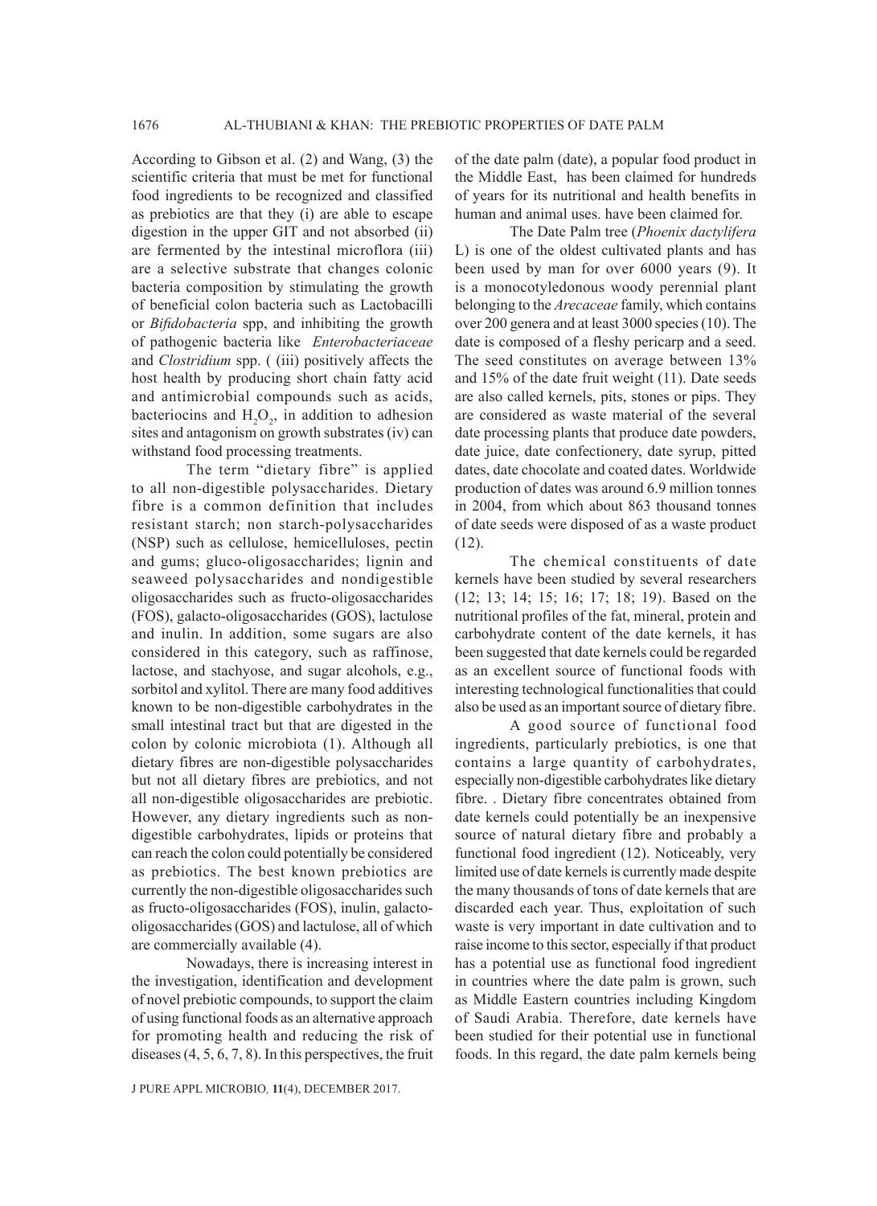According to Gibson et al. (2) and Wang, (3) the scientific criteria that must be met for functional food ingredients to be recognized and classified as prebiotics are that they (i) are able to escape digestion in the upper GIT and not absorbed (ii) are fermented by the intestinal microflora (iii) are a selective substrate that changes colonic bacteria composition by stimulating the growth of beneficial colon bacteria such as Lactobacilli or *Bifidobacteria* spp, and inhibiting the growth of pathogenic bacteria like *Enterobacteriaceae* and *Clostridium* spp. ( (iii) positively affects the host health by producing short chain fatty acid and antimicrobial compounds such as acids, bacteriocins and $H_2O_2$, in addition to adhesion sites and antagonism on growth substrates (iv) can withstand food processing treatments.

The term "dietary fibre" is applied to all non-digestible polysaccharides. Dietary fibre is a common definition that includes resistant starch; non starch-polysaccharides (NSP) such as cellulose, hemicelluloses, pectin and gums; gluco-oligosaccharides; lignin and seaweed polysaccharides and nondigestible oligosaccharides such as fructo-oligosaccharides (FOS), galacto-oligosaccharides (GOS), lactulose and inulin. In addition, some sugars are also considered in this category, such as raffinose, lactose, and stachyose, and sugar alcohols, e.g., sorbitol and xylitol. There are many food additives known to be non-digestible carbohydrates in the small intestinal tract but that are digested in the colon by colonic microbiota (1). Although all dietary fibres are non-digestible polysaccharides but not all dietary fibres are prebiotics, and not all non-digestible oligosaccharides are prebiotic. However, any dietary ingredients such as non-digestible carbohydrates, lipids or proteins that can reach the colon could potentially be considered as prebiotics. The best known prebiotics are currently the non-digestible oligosaccharides such as fructo-oligosaccharides (FOS), inulin, galacto-oligosaccharides (GOS) and lactulose, all of which are commercially available (4).

Nowadays, there is increasing interest in the investigation, identification and development of novel prebiotic compounds, to support the claim of using functional foods as an alternative approach for promoting health and reducing the risk of diseases (4, 5, 6, 7, 8). In this perspectives, the fruit of the date palm (date), a popular food product in the Middle East, has been claimed for hundreds of years for its nutritional and health benefits in human and animal uses. have been claimed for.

The Date Palm tree (*Phoenix dactylifera* L) is one of the oldest cultivated plants and has been used by man for over 6000 years (9). It is a monocotyledonous woody perennial plant belonging to the *Arecaceae* family, which contains over 200 genera and at least 3000 species (10). The date is composed of a fleshy pericarp and a seed. The seed constitutes on average between 13% and 15% of the date fruit weight (11). Date seeds are also called kernels, pits, stones or pips. They are considered as waste material of the several date processing plants that produce date powders, date juice, date confectionery, date syrup, pitted dates, date chocolate and coated dates. Worldwide production of dates was around 6.9 million tonnes in 2004, from which about 863 thousand tonnes of date seeds were disposed of as a waste product (12).

The chemical constituents of date kernels have been studied by several researchers (12; 13; 14; 15; 16; 17; 18; 19). Based on the nutritional profiles of the fat, mineral, protein and carbohydrate content of the date kernels, it has been suggested that date kernels could be regarded as an excellent source of functional foods with interesting technological functionalities that could also be used as an important source of dietary fibre.

A good source of functional food ingredients, particularly prebiotics, is one that contains a large quantity of carbohydrates, especially non-digestible carbohydrates like dietary fibre. . Dietary fibre concentrates obtained from date kernels could potentially be an inexpensive source of natural dietary fibre and probably a functional food ingredient (12). Noticeably, very limited use of date kernels is currently made despite the many thousands of tons of date kernels that are discarded each year. Thus, exploitation of such waste is very important in date cultivation and to raise income to this sector, especially if that product has a potential use as functional food ingredient in countries where the date palm is grown, such as Middle Eastern countries including Kingdom of Saudi Arabia. Therefore, date kernels have been studied for their potential use in functional foods. In this regard, the date palm kernels being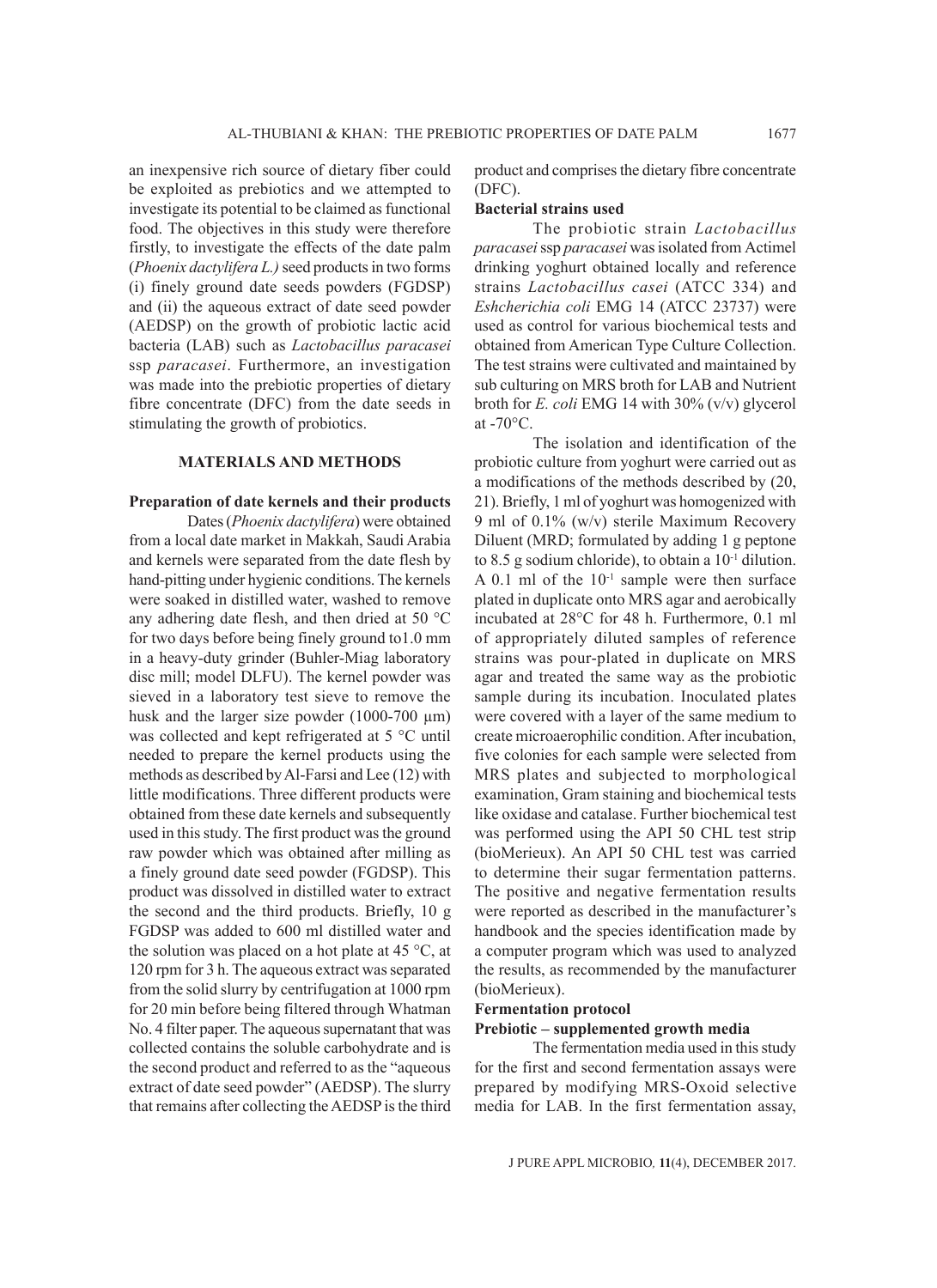an inexpensive rich source of dietary fiber could be exploited as prebiotics and we attempted to investigate its potential to be claimed as functional food. The objectives in this study were therefore firstly, to investigate the effects of the date palm (*Phoenix dactylifera L.)* seed products in two forms (i) finely ground date seeds powders (FGDSP) and (ii) the aqueous extract of date seed powder (AEDSP) on the growth of probiotic lactic acid bacteria (LAB) such as *Lactobacillus paracasei* ssp *paracasei*. Furthermore, an investigation was made into the prebiotic properties of dietary fibre concentrate (DFC) from the date seeds in stimulating the growth of probiotics.

## MATERIALS AND METHODS

### Preparation of date kernels and their products

Dates (*Phoenix dactylifera*) were obtained from a local date market in Makkah, Saudi Arabia and kernels were separated from the date flesh by hand-pitting under hygienic conditions. The kernels were soaked in distilled water, washed to remove any adhering date flesh, and then dried at 50 °C for two days before being finely ground to1.0 mm in a heavy-duty grinder (Buhler-Miag laboratory disc mill; model DLFU). The kernel powder was sieved in a laboratory test sieve to remove the husk and the larger size powder (1000-700 µm) was collected and kept refrigerated at 5 °C until needed to prepare the kernel products using the methods as described by Al-Farsi and Lee (12) with little modifications. Three different products were obtained from these date kernels and subsequently used in this study. The first product was the ground raw powder which was obtained after milling as a finely ground date seed powder (FGDSP). This product was dissolved in distilled water to extract the second and the third products. Briefly, 10 g FGDSP was added to 600 ml distilled water and the solution was placed on a hot plate at 45 °C, at 120 rpm for 3 h. The aqueous extract was separated from the solid slurry by centrifugation at 1000 rpm for 20 min before being filtered through Whatman No. 4 filter paper. The aqueous supernatant that was collected contains the soluble carbohydrate and is the second product and referred to as the "aqueous extract of date seed powder" (AEDSP). The slurry that remains after collecting the AEDSP is the third product and comprises the dietary fibre concentrate (DFC).

### Bacterial strains used

The probiotic strain *Lactobacillus paracasei* ssp *paracasei* was isolated from Actimel drinking yoghurt obtained locally and reference strains *Lactobacillus casei* (ATCC 334) and *Eshcherichia coli* EMG 14 (ATCC 23737) were used as control for various biochemical tests and obtained from American Type Culture Collection. The test strains were cultivated and maintained by sub culturing on MRS broth for LAB and Nutrient broth for *E. coli* EMG 14 with 30% (v/v) glycerol at -70°C.

The isolation and identification of the probiotic culture from yoghurt were carried out as a modifications of the methods described by (20, 21). Briefly, 1 ml of yoghurt was homogenized with 9 ml of 0.1% (w/v) sterile Maximum Recovery Diluent (MRD; formulated by adding 1 g peptone to 8.5 g sodium chloride), to obtain a $10^{-1}$ dilution. A 0.1 ml of the $10^{-1}$ sample were then surface plated in duplicate onto MRS agar and aerobically incubated at 28°C for 48 h. Furthermore, 0.1 ml of appropriately diluted samples of reference strains was pour-plated in duplicate on MRS agar and treated the same way as the probiotic sample during its incubation. Inoculated plates were covered with a layer of the same medium to create microaerophilic condition. After incubation, five colonies for each sample were selected from MRS plates and subjected to morphological examination, Gram staining and biochemical tests like oxidase and catalase. Further biochemical test was performed using the API 50 CHL test strip (bioMerieux). An API 50 CHL test was carried to determine their sugar fermentation patterns. The positive and negative fermentation results were reported as described in the manufacturer's handbook and the species identification made by a computer program which was used to analyzed the results, as recommended by the manufacturer (bioMerieux).

### Fermentation protocol

### Prebiotic – supplemented growth media

The fermentation media used in this study for the first and second fermentation assays were prepared by modifying MRS-Oxoid selective media for LAB. In the first fermentation assay,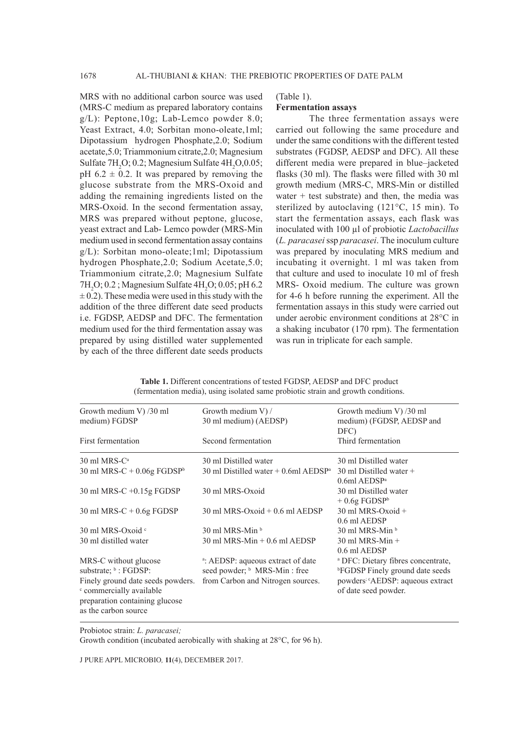MRS with no additional carbon source was used (MRS-C medium as prepared laboratory contains g/L): Peptone,10g; Lab-Lemco powder 8.0; Yeast Extract, 4.0; Sorbitan mono-oleate,1ml; Dipotassium hydrogen Phosphate,2.0; Sodium acetate,5.0; Triammonium citrate,2.0; Magnesium Sulfate $7H_2O$; 0.2; Magnesium Sulfate $4H_2O$,0.05; pH 6.2 ± 0.2. It was prepared by removing the glucose substrate from the MRS-Oxoid and adding the remaining ingredients listed on the MRS-Oxoid. In the second fermentation assay, MRS was prepared without peptone, glucose, yeast extract and Lab- Lemco powder (MRS-Min medium used in second fermentation assay contains g/L): Sorbitan mono-oleate;1ml; Dipotassium hydrogen Phosphate,2.0; Sodium Acetate,5.0; Triammonium citrate,2.0; Magnesium Sulfate $7H_2O$; 0.2 ; Magnesium Sulfate $4H_2O$; 0.05; pH 6.2 ± 0.2). These media were used in this study with the addition of the three different date seed products i.e. FGDSP, AEDSP and DFC. The fermentation medium used for the third fermentation assay was prepared by using distilled water supplemented by each of the three different date seeds products (Table 1).

**Fermentation assays**

The three fermentation assays were carried out following the same procedure and under the same conditions with the different tested substrates (FGDSP, AEDSP and DFC). All these different media were prepared in blue–jacketed flasks (30 ml). The flasks were filled with 30 ml growth medium (MRS-C, MRS-Min or distilled water + test substrate) and then, the media was sterilized by autoclaving (121°C, 15 min). To start the fermentation assays, each flask was inoculated with 100 µl of probiotic *Lactobacillus* (*L. paracasei* ssp *paracasei*. The inoculum culture was prepared by inoculating MRS medium and incubating it overnight. 1 ml was taken from that culture and used to inoculate 10 ml of fresh MRS- Oxoid medium. The culture was grown for 4-6 h before running the experiment. All the fermentation assays in this study were carried out under aerobic environment conditions at 28°C in a shaking incubator (170 rpm). The fermentation was run in triplicate for each sample.

**Table 1.** Different concentrations of tested FGDSP, AEDSP and DFC product (fermentation media), using isolated same probiotic strain and growth conditions.

| Growth medium V) /30 ml medium) FGDSP | Growth medium V) / 30 ml medium) (AEDSP) | Growth medium V) /30 ml medium) (FGDSP, AEDSP and DFC) |
|---|---|---|
| First fermentation | Second fermentation | Third fermentation |
| 30 ml MRS-C[a] | 30 ml Distilled water | 30 ml Distilled water |
| 30 ml MRS-C + 0.06g FGDSP[b] | 30 ml Distilled water + 0.6ml AEDSP[a] | 30 ml Distilled water + 0.6ml AEDSP[a] |
| 30 ml MRS-C +0.15g FGDSP | 30 ml MRS-Oxoid | 30 ml Distilled water + 0.6g FGDSP[b] |
| 30 ml MRS-C + 0.6g FGDSP | 30 ml MRS-Oxoid + 0.6 ml AEDSP | 30 ml MRS-Oxoid + 0.6 ml AEDSP |
| 30 ml MRS-Oxoid [c] | 30 ml MRS-Min [b] | 30 ml MRS-Min [b] |
| 30 ml distilled water | 30 ml MRS-Min + 0.6 ml AEDSP | 30 ml MRS-Min + 0.6 ml AEDSP |
| MRS-C without glucose substrate; [b] : FGDSP: Finely ground date seeds powders. [c] commercially available preparation containing glucose as the carbon source | [a]: AEDSP: aqueous extract of date seed powder; [b] MRS-Min : free from Carbon and Nitrogen sources. | [a] DFC: Dietary fibres concentrate, [b]FGDSP Finely ground date seeds powders; [c]AEDSP: aqueous extract of date seed powder. |

Probiotoc strain: *L. paracasei;*

Growth condition (incubated aerobically with shaking at 28°C, for 96 h).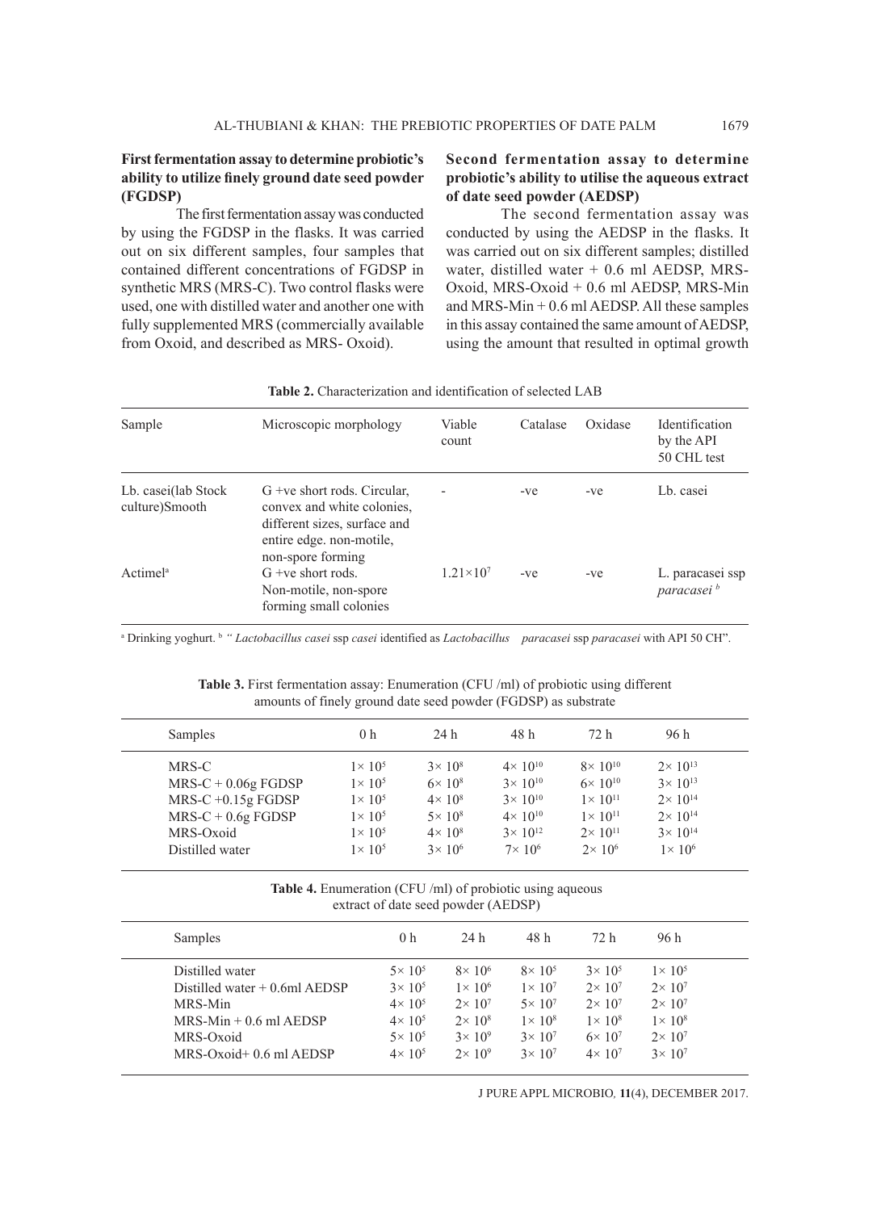### First fermentation assay to determine probiotic's ability to utilize finely ground date seed powder (FGDSP)

The first fermentation assay was conducted by using the FGDSP in the flasks. It was carried out on six different samples, four samples that contained different concentrations of FGDSP in synthetic MRS (MRS-C). Two control flasks were used, one with distilled water and another one with fully supplemented MRS (commercially available from Oxoid, and described as MRS- Oxoid).

### Second fermentation assay to determine probiotic's ability to utilise the aqueous extract of date seed powder (AEDSP)

The second fermentation assay was conducted by using the AEDSP in the flasks. It was carried out on six different samples; distilled water, distilled water + 0.6 ml AEDSP, MRS-Oxoid, MRS-Oxoid + 0.6 ml AEDSP, MRS-Min and MRS-Min + 0.6 ml AEDSP. All these samples in this assay contained the same amount of AEDSP, using the amount that resulted in optimal growth

**Table 2.** Characterization and identification of selected LAB

| Sample | Microscopic morphology | Viable count | Catalase | Oxidase | Identification by the API 50 CHL test |
|---|---|---|---|---|---|
| Lb. casei(lab Stock culture)Smooth | G +ve short rods. Circular, convex and white colonies, different sizes, surface and entire edge. non-motile, non-spore forming | - | -ve | -ve | Lb. casei |
| Actimel[a] | G +ve short rods. Non-motile, non-spore forming small colonies | $1.21\times10^{7}$ | -ve | -ve | L. paracasei ssp *paracasei* [b] |

[a] Drinking yoghurt. [b] *" Lactobacillus casei* ssp *casei* identified as *Lactobacillus paracasei* ssp *paracasei* with API 50 CH".

**Table 3.** First fermentation assay: Enumeration (CFU /ml) of probiotic using different amounts of finely ground date seed powder (FGDSP) as substrate

| Samples | 0 h | 24 h | 48 h | 72 h | 96 h |
|---|---|---|---|---|---|
| MRS-C | $1\times 10^{5}$ | $3\times 10^{8}$ | $4\times 10^{10}$ | $8\times 10^{10}$ | $2\times 10^{13}$ |
| MRS-C + 0.06g FGDSP | $1\times 10^{5}$ | $6\times 10^{8}$ | $3\times 10^{10}$ | $6\times 10^{10}$ | $3\times 10^{13}$ |
| MRS-C +0.15g FGDSP | $1\times 10^{5}$ | $4\times 10^{8}$ | $3\times 10^{10}$ | $1\times 10^{11}$ | $2\times 10^{14}$ |
| MRS-C + 0.6g FGDSP | $1\times 10^{5}$ | $5\times 10^{8}$ | $4\times 10^{10}$ | $1\times 10^{11}$ | $2\times 10^{14}$ |
| MRS-Oxoid | $1\times 10^{5}$ | $4\times 10^{8}$ | $3\times 10^{12}$ | $2\times 10^{11}$ | $3\times 10^{14}$ |
| Distilled water | $1\times 10^{5}$ | $3\times 10^{6}$ | $7\times 10^{6}$ | $2\times 10^{6}$ | $1\times 10^{6}$ |

**Table 4.** Enumeration (CFU /ml) of probiotic using aqueous extract of date seed powder (AEDSP)

| Samples | 0 h | 24 h | 48 h | 72 h | 96 h |
|---|---|---|---|---|---|
| Distilled water | $5\times 10^{5}$ | $8\times 10^{6}$ | $8\times 10^{5}$ | $3\times 10^{5}$ | $1\times 10^{5}$ |
| Distilled water + 0.6ml AEDSP | $3\times 10^{5}$ | $1\times 10^{6}$ | $1\times 10^{7}$ | $2\times 10^{7}$ | $2\times 10^{7}$ |
| MRS-Min | $4\times 10^{5}$ | $2\times 10^{7}$ | $5\times 10^{7}$ | $2\times 10^{7}$ | $2\times 10^{7}$ |
| MRS-Min + 0.6 ml AEDSP | $4\times 10^{5}$ | $2\times 10^{8}$ | $1\times 10^{8}$ | $1\times 10^{8}$ | $1\times 10^{8}$ |
| MRS-Oxoid | $5\times 10^{5}$ | $3\times 10^{9}$ | $3\times 10^{7}$ | $6\times 10^{7}$ | $2\times 10^{7}$ |
| MRS-Oxoid+ 0.6 ml AEDSP | $4\times 10^{5}$ | $2\times 10^{9}$ | $3\times 10^{7}$ | $4\times 10^{7}$ | $3\times 10^{7}$ |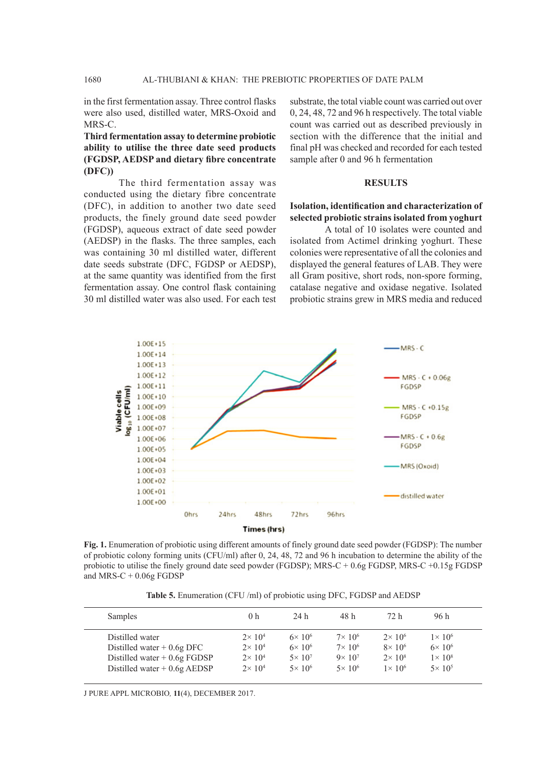in the first fermentation assay. Three control flasks were also used, distilled water, MRS-Oxoid and MRS-C.

**Third fermentation assay to determine probiotic ability to utilise the three date seed products (FGDSP, AEDSP and dietary fibre concentrate (DFC))**

The third fermentation assay was conducted using the dietary fibre concentrate (DFC), in addition to another two date seed products, the finely ground date seed powder (FGDSP), aqueous extract of date seed powder (AEDSP) in the flasks. The three samples, each was containing 30 ml distilled water, different date seeds substrate (DFC, FGDSP or AEDSP), at the same quantity was identified from the first fermentation assay. One control flask containing 30 ml distilled water was also used. For each test substrate, the total viable count was carried out over 0, 24, 48, 72 and 96 h respectively. The total viable count was carried out as described previously in section with the difference that the initial and final pH was checked and recorded for each tested sample after 0 and 96 h fermentation

## RESULTS

**Isolation, identification and characterization of selected probiotic strains isolated from yoghurt**

A total of 10 isolates were counted and isolated from Actimel drinking yoghurt. These colonies were representative of all the colonies and displayed the general features of LAB. They were all Gram positive, short rods, non-spore forming, catalase negative and oxidase negative. Isolated probiotic strains grew in MRS media and reduced

**Fig. 1.** Enumeration of probiotic using different amounts of finely ground date seed powder (FGDSP): The number of probiotic colony forming units (CFU/ml) after 0, 24, 48, 72 and 96 h incubation to determine the ability of the probiotic to utilise the finely ground date seed powder (FGDSP); MRS-C + 0.6g FGDSP, MRS-C +0.15g FGDSP and MRS-C + 0.06g FGDSP

**Table 5.** Enumeration (CFU /ml) of probiotic using DFC, FGDSP and AEDSP

| Samples | 0 h | 24 h | 48 h | 72 h | 96 h |
|---|---|---|---|---|---|
| Distilled water | $2\times 10^4$ | $6\times 10^6$ | $7\times 10^6$ | $2\times 10^6$ | $1\times 10^6$ |
| Distilled water + 0.6g DFC | $2\times 10^4$ | $6\times 10^6$ | $7\times 10^6$ | $8\times 10^6$ | $6\times 10^6$ |
| Distilled water + 0.6g FGDSP | $2\times 10^4$ | $5\times 10^7$ | $9\times 10^7$ | $2\times 10^8$ | $1\times 10^8$ |
| Distilled water + 0.6g AEDSP | $2\times 10^4$ | $5\times 10^6$ | $5\times 10^6$ | $1\times 10^6$ | $5\times 10^5$ |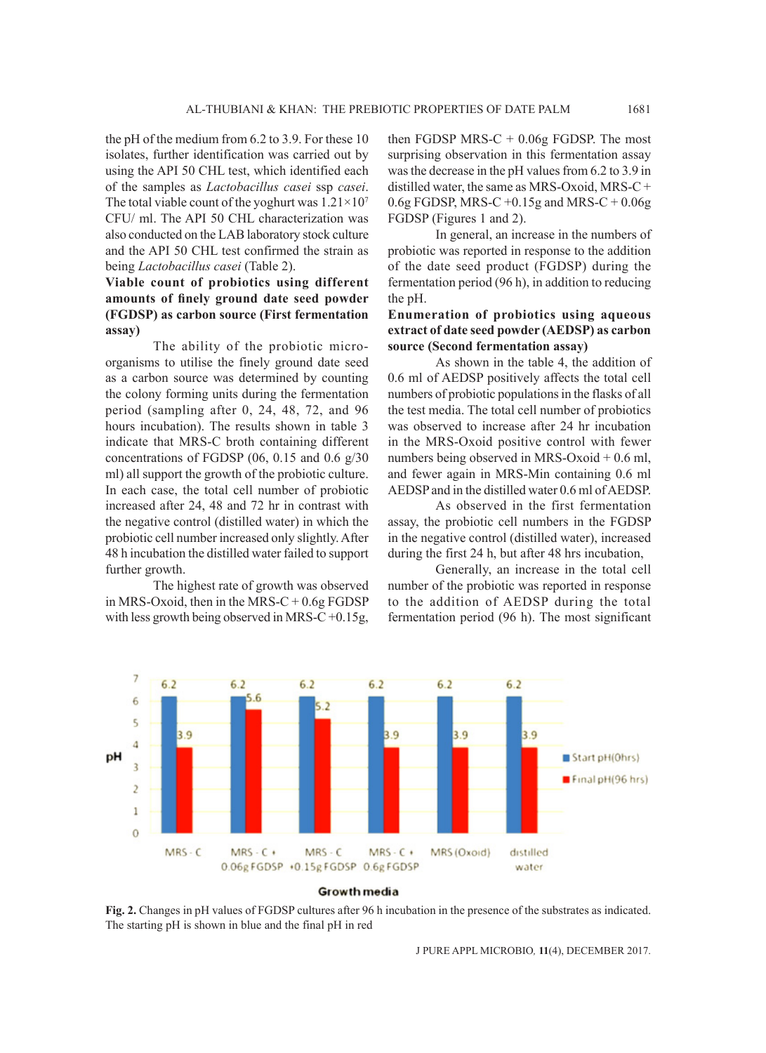the pH of the medium from 6.2 to 3.9. For these 10 isolates, further identification was carried out by using the API 50 CHL test, which identified each of the samples as *Lactobacillus casei* ssp *casei*. The total viable count of the yoghurt was $1.21\times10^{7}$ CFU/ ml. The API 50 CHL characterization was also conducted on the LAB laboratory stock culture and the API 50 CHL test confirmed the strain as being *Lactobacillus casei* (Table 2).

**Viable count of probiotics using different amounts of finely ground date seed powder (FGDSP) as carbon source (First fermentation assay)**

The ability of the probiotic micro-organisms to utilise the finely ground date seed as a carbon source was determined by counting the colony forming units during the fermentation period (sampling after 0, 24, 48, 72, and 96 hours incubation). The results shown in table 3 indicate that MRS-C broth containing different concentrations of FGDSP (06, 0.15 and 0.6 g/30 ml) all support the growth of the probiotic culture. In each case, the total cell number of probiotic increased after 24, 48 and 72 hr in contrast with the negative control (distilled water) in which the probiotic cell number increased only slightly. After 48 h incubation the distilled water failed to support further growth.

The highest rate of growth was observed in MRS-Oxoid, then in the MRS-C + 0.6g FGDSP with less growth being observed in MRS-C +0.15g, then FGDSP MRS-C + 0.06g FGDSP. The most surprising observation in this fermentation assay was the decrease in the pH values from 6.2 to 3.9 in distilled water, the same as MRS-Oxoid, MRS-C + 0.6g FGDSP, MRS-C +0.15g and MRS-C + 0.06g FGDSP (Figures 1 and 2).

In general, an increase in the numbers of probiotic was reported in response to the addition of the date seed product (FGDSP) during the fermentation period (96 h), in addition to reducing the pH.

**Enumeration of probiotics using aqueous extract of date seed powder (AEDSP) as carbon source (Second fermentation assay)**

As shown in the table 4, the addition of 0.6 ml of AEDSP positively affects the total cell numbers of probiotic populations in the flasks of all the test media. The total cell number of probiotics was observed to increase after 24 hr incubation in the MRS-Oxoid positive control with fewer numbers being observed in MRS-Oxoid + 0.6 ml, and fewer again in MRS-Min containing 0.6 ml AEDSP and in the distilled water 0.6 ml of AEDSP.

As observed in the first fermentation assay, the probiotic cell numbers in the FGDSP in the negative control (distilled water), increased during the first 24 h, but after 48 hrs incubation,

Generally, an increase in the total cell number of the probiotic was reported in response to the addition of AEDSP during the total fermentation period (96 h). The most significant

| Growth media | Start pH(0hrs) | Final pH(96 hrs) |
|---|---|---|
| MRS - C | 6.2 | 3.9 |
| MRS - C + 0.06g FGDSP | 6.2 | 5.6 |
| MRS - C +0.15g FGDSP | 6.2 | 5.2 |
| MRS - C + 0.6g FGDSP | 6.2 | 3.9 |
| MRS (Oxoid) | 6.2 | 3.9 |
| distilled water | 6.2 | 3.9 |

**Fig. 2.** Changes in pH values of FGDSP cultures after 96 h incubation in the presence of the substrates as indicated. The starting pH is shown in blue and the final pH in red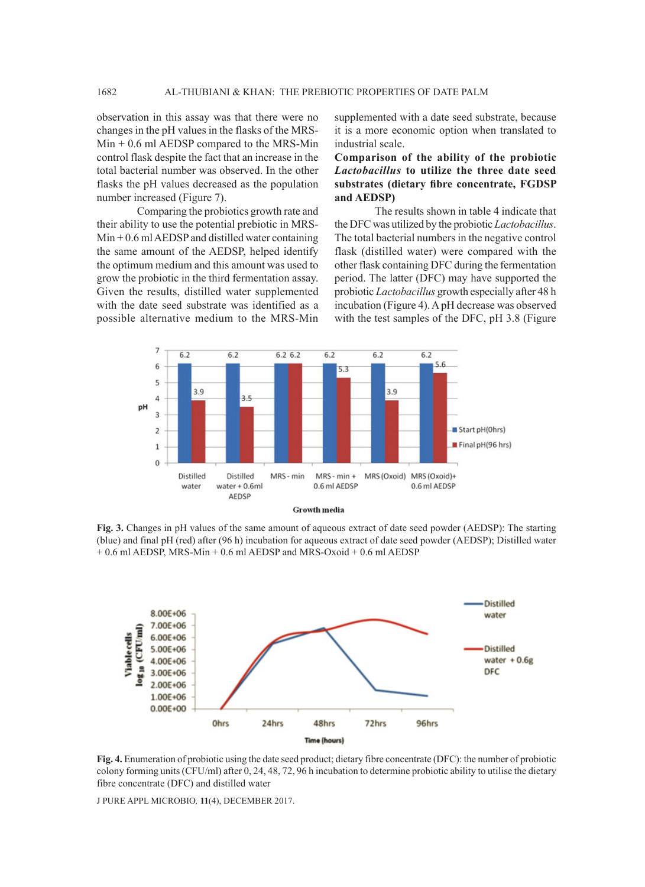observation in this assay was that there were no changes in the pH values in the flasks of the MRS-Min + 0.6 ml AEDSP compared to the MRS-Min control flask despite the fact that an increase in the total bacterial number was observed. In the other flasks the pH values decreased as the population number increased (Figure 7).

Comparing the probiotics growth rate and their ability to use the potential prebiotic in MRS-Min + 0.6 ml AEDSP and distilled water containing the same amount of the AEDSP, helped identify the optimum medium and this amount was used to grow the probiotic in the third fermentation assay. Given the results, distilled water supplemented with the date seed substrate was identified as a possible alternative medium to the MRS-Min supplemented with a date seed substrate, because it is a more economic option when translated to industrial scale.

**Comparison of the ability of the probiotic *Lactobacillus* to utilize the three date seed substrates (dietary fibre concentrate, FGDSP and AEDSP)**

The results shown in table 4 indicate that the DFC was utilized by the probiotic *Lactobacillus*. The total bacterial numbers in the negative control flask (distilled water) were compared with the other flask containing DFC during the fermentation period. The latter (DFC) may have supported the probiotic *Lactobacillus* growth especially after 48 h incubation (Figure 4). A pH decrease was observed with the test samples of the DFC, pH 3.8 (Figure

**Fig. 3.** Changes in pH values of the same amount of aqueous extract of date seed powder (AEDSP): The starting (blue) and final pH (red) after (96 h) incubation for aqueous extract of date seed powder (AEDSP); Distilled water + 0.6 ml AEDSP, MRS-Min + 0.6 ml AEDSP and MRS-Oxoid + 0.6 ml AEDSP

**Fig. 4.** Enumeration of probiotic using the date seed product; dietary fibre concentrate (DFC): the number of probiotic colony forming units (CFU/ml) after 0, 24, 48, 72, 96 h incubation to determine probiotic ability to utilise the dietary fibre concentrate (DFC) and distilled water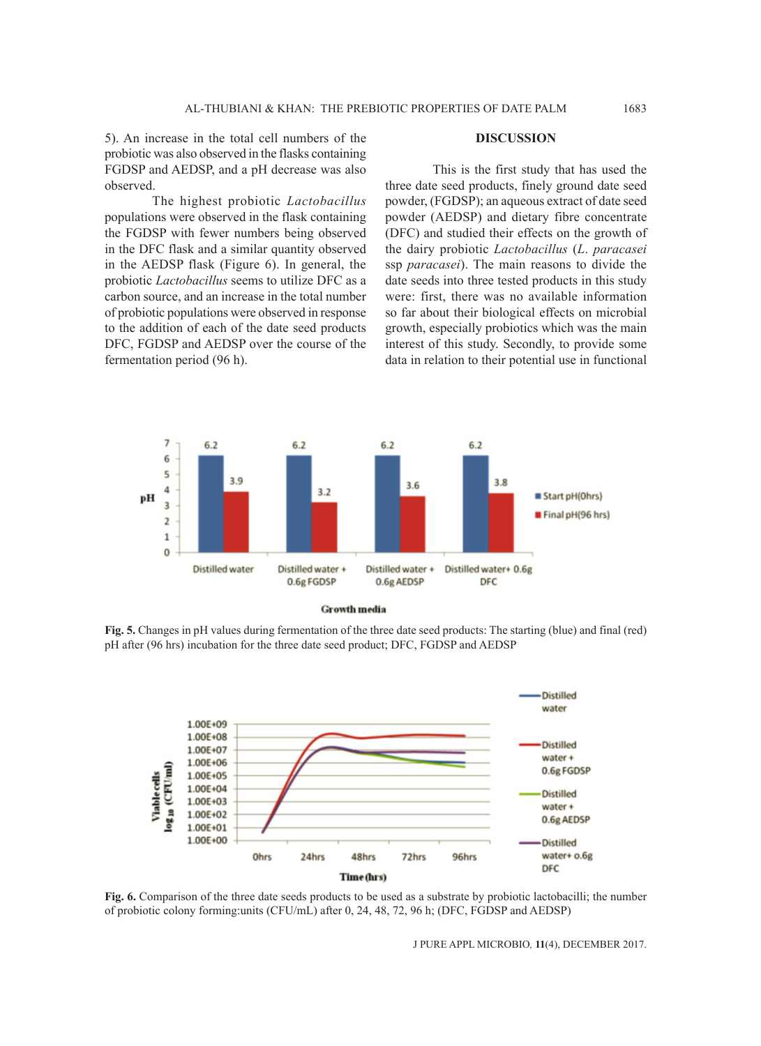5). An increase in the total cell numbers of the probiotic was also observed in the flasks containing FGDSP and AEDSP, and a pH decrease was also observed.

The highest probiotic *Lactobacillus* populations were observed in the flask containing the FGDSP with fewer numbers being observed in the DFC flask and a similar quantity observed in the AEDSP flask (Figure 6). In general, the probiotic *Lactobacillus* seems to utilize DFC as a carbon source, and an increase in the total number of probiotic populations were observed in response to the addition of each of the date seed products DFC, FGDSP and AEDSP over the course of the fermentation period (96 h).

## DISCUSSION

This is the first study that has used the three date seed products, finely ground date seed powder, (FGDSP); an aqueous extract of date seed powder (AEDSP) and dietary fibre concentrate (DFC) and studied their effects on the growth of the dairy probiotic *Lactobacillus* (*L. paracasei* ssp *paracasei*). The main reasons to divide the date seeds into three tested products in this study were: first, there was no available information so far about their biological effects on microbial growth, especially probiotics which was the main interest of this study. Secondly, to provide some data in relation to their potential use in functional

**Fig. 5.** Changes in pH values during fermentation of the three date seed products: The starting (blue) and final (red) pH after (96 hrs) incubation for the three date seed product; DFC, FGDSP and AEDSP

**Fig. 6.** Comparison of the three date seeds products to be used as a substrate by probiotic lactobacilli; the number of probiotic colony forming:units (CFU/mL) after 0, 24, 48, 72, 96 h; (DFC, FGDSP and AEDSP)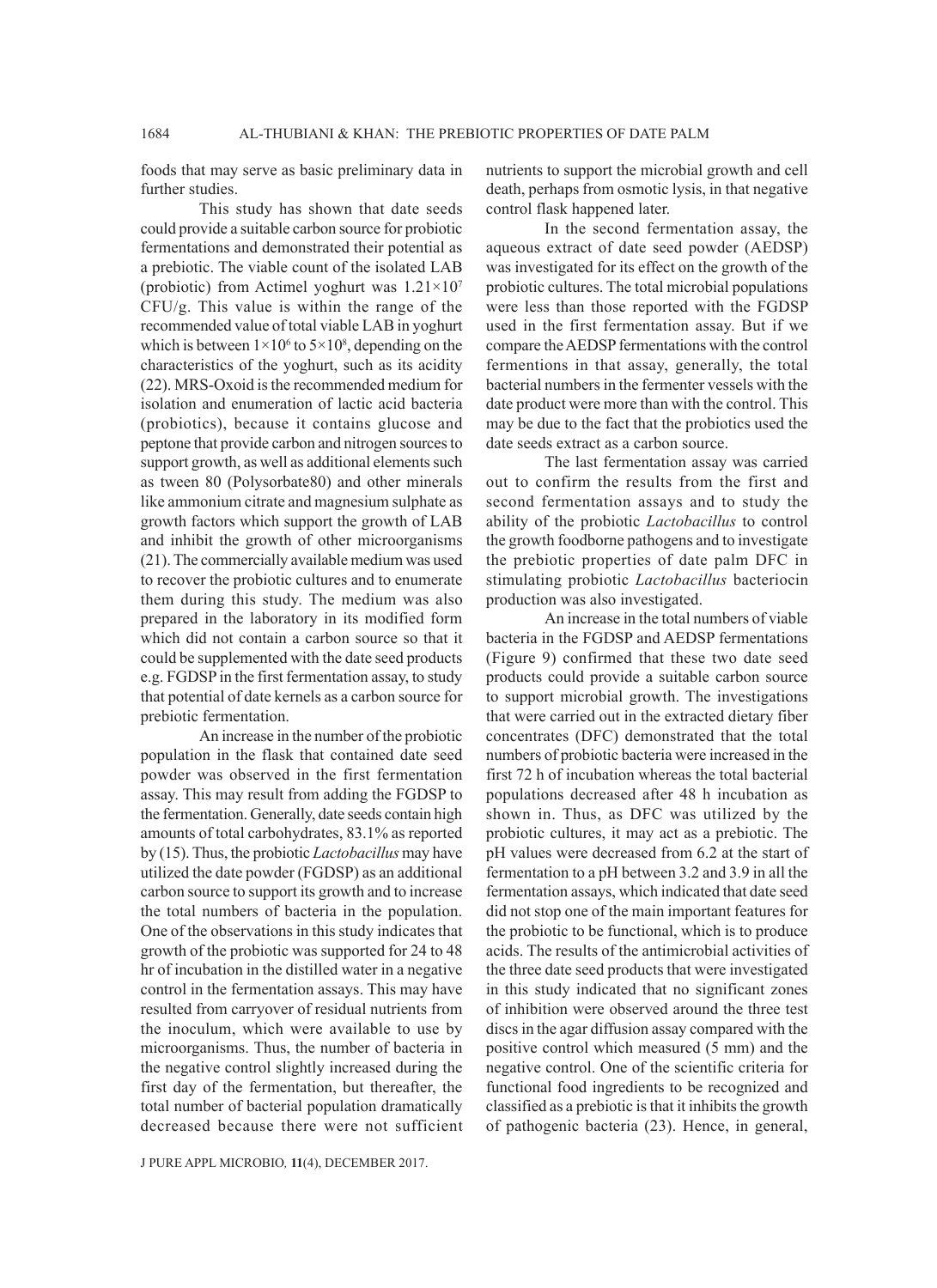foods that may serve as basic preliminary data in further studies.

This study has shown that date seeds could provide a suitable carbon source for probiotic fermentations and demonstrated their potential as a prebiotic. The viable count of the isolated LAB (probiotic) from Actimel yoghurt was $1.21\times10^7$ CFU/g. This value is within the range of the recommended value of total viable LAB in yoghurt which is between $1\times10^6$ to $5\times10^8$, depending on the characteristics of the yoghurt, such as its acidity (22). MRS-Oxoid is the recommended medium for isolation and enumeration of lactic acid bacteria (probiotics), because it contains glucose and peptone that provide carbon and nitrogen sources to support growth, as well as additional elements such as tween 80 (Polysorbate80) and other minerals like ammonium citrate and magnesium sulphate as growth factors which support the growth of LAB and inhibit the growth of other microorganisms (21). The commercially available medium was used to recover the probiotic cultures and to enumerate them during this study. The medium was also prepared in the laboratory in its modified form which did not contain a carbon source so that it could be supplemented with the date seed products e.g. FGDSP in the first fermentation assay, to study that potential of date kernels as a carbon source for prebiotic fermentation.

An increase in the number of the probiotic population in the flask that contained date seed powder was observed in the first fermentation assay. This may result from adding the FGDSP to the fermentation. Generally, date seeds contain high amounts of total carbohydrates, 83.1% as reported by (15). Thus, the probiotic *Lactobacillus* may have utilized the date powder (FGDSP) as an additional carbon source to support its growth and to increase the total numbers of bacteria in the population. One of the observations in this study indicates that growth of the probiotic was supported for 24 to 48 hr of incubation in the distilled water in a negative control in the fermentation assays. This may have resulted from carryover of residual nutrients from the inoculum, which were available to use by microorganisms. Thus, the number of bacteria in the negative control slightly increased during the first day of the fermentation, but thereafter, the total number of bacterial population dramatically decreased because there were not sufficient nutrients to support the microbial growth and cell death, perhaps from osmotic lysis, in that negative control flask happened later.

In the second fermentation assay, the aqueous extract of date seed powder (AEDSP) was investigated for its effect on the growth of the probiotic cultures. The total microbial populations were less than those reported with the FGDSP used in the first fermentation assay. But if we compare the AEDSP fermentations with the control fermentions in that assay, generally, the total bacterial numbers in the fermenter vessels with the date product were more than with the control. This may be due to the fact that the probiotics used the date seeds extract as a carbon source.

The last fermentation assay was carried out to confirm the results from the first and second fermentation assays and to study the ability of the probiotic *Lactobacillus* to control the growth foodborne pathogens and to investigate the prebiotic properties of date palm DFC in stimulating probiotic *Lactobacillus* bacteriocin production was also investigated.

An increase in the total numbers of viable bacteria in the FGDSP and AEDSP fermentations (Figure 9) confirmed that these two date seed products could provide a suitable carbon source to support microbial growth. The investigations that were carried out in the extracted dietary fiber concentrates (DFC) demonstrated that the total numbers of probiotic bacteria were increased in the first 72 h of incubation whereas the total bacterial populations decreased after 48 h incubation as shown in. Thus, as DFC was utilized by the probiotic cultures, it may act as a prebiotic. The pH values were decreased from 6.2 at the start of fermentation to a pH between 3.2 and 3.9 in all the fermentation assays, which indicated that date seed did not stop one of the main important features for the probiotic to be functional, which is to produce acids. The results of the antimicrobial activities of the three date seed products that were investigated in this study indicated that no significant zones of inhibition were observed around the three test discs in the agar diffusion assay compared with the positive control which measured (5 mm) and the negative control. One of the scientific criteria for functional food ingredients to be recognized and classified as a prebiotic is that it inhibits the growth of pathogenic bacteria (23). Hence, in general,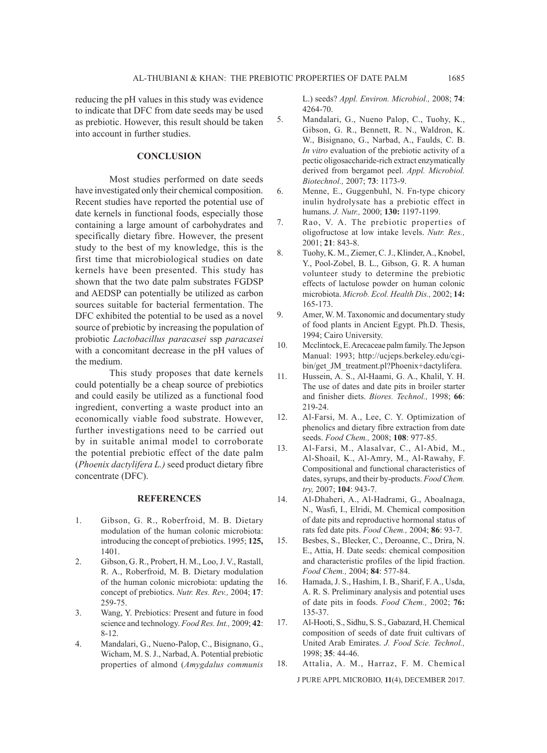reducing the pH values in this study was evidence to indicate that DFC from date seeds may be used as prebiotic. However, this result should be taken into account in further studies.

## CONCLUSION

Most studies performed on date seeds have investigated only their chemical composition. Recent studies have reported the potential use of date kernels in functional foods, especially those containing a large amount of carbohydrates and specifically dietary fibre. However, the present study to the best of my knowledge, this is the first time that microbiological studies on date kernels have been presented. This study has shown that the two date palm substrates FGDSP and AEDSP can potentially be utilized as carbon sources suitable for bacterial fermentation. The DFC exhibited the potential to be used as a novel source of prebiotic by increasing the population of probiotic *Lactobacillus paracasei* ssp *paracasei* with a concomitant decrease in the pH values of the medium.

This study proposes that date kernels could potentially be a cheap source of prebiotics and could easily be utilized as a functional food ingredient, converting a waste product into an economically viable food substrate. However, further investigations need to be carried out by in suitable animal model to corroborate the potential prebiotic effect of the date palm (*Phoenix dactylifera L.)* seed product dietary fibre concentrate (DFC).

## REFERENCES

1. Gibson, G. R., Roberfroid, M. B. Dietary modulation of the human colonic microbiota: introducing the concept of prebiotics. 1995; **125,** 1401.
2. Gibson, G. R., Probert, H. M., Loo, J. V., Rastall, R. A., Roberfroid, M. B. Dietary modulation of the human colonic microbiota: updating the concept of prebiotics. *Nutr. Res. Rev.,* 2004; **17**: 259-75.
3. Wang, Y. Prebiotics: Present and future in food science and technology. *Food Res. Int.,* 2009; **42**: 8-12.
4. Mandalari, G., Nueno-Palop, C., Bisignano, G., Wicham, M. S. J., Narbad, A. Potential prebiotic properties of almond (*Amygdalus communis* L.) seeds? *Appl. Environ. Microbiol.,* 2008; **74**: 4264-70.
5. Mandalari, G., Nueno Palop, C., Tuohy, K., Gibson, G. R., Bennett, R. N., Waldron, K. W., Bisignano, G., Narbad, A., Faulds, C. B. *In vitro* evaluation of the prebiotic activity of a pectic oligosaccharide-rich extract enzymatically derived from bergamot peel. *Appl. Microbiol. Biotechnol.,* 2007; **73**: 1173-9.
6. Menne, E., Guggenbuhl, N. Fn-type chicory inulin hydrolysate has a prebiotic effect in humans. *J. Nutr.,* 2000; **130:** 1197-1199.
7. Rao, V. A. The prebiotic properties of oligofructose at low intake levels. *Nutr. Res.,* 2001; **21**: 843-8.
8. Tuohy, K. M., Ziemer, C. J., Klinder, A., Knobel, Y., Pool-Zobel, B. L., Gibson, G. R. A human volunteer study to determine the prebiotic effects of lactulose powder on human colonic microbiota. *Microb. Ecol. Health Dis.,* 2002; **14:** 165-173.
9. Amer, W. M. Taxonomic and documentary study of food plants in Ancient Egypt. Ph.D. Thesis, 1994; Cairo University.
10. Mcclintock, E. Arecaceae palm family. The Jepson Manual: 1993; http://ucjeps.berkeley.edu/cgi-bin/get_JM_treatment.pl?Phoenix+dactylifera.
11. Hussein, A. S., Al-Haami, G. A., Khalil, Y. H. The use of dates and date pits in broiler starter and finisher diets. *Biores. Technol.,* 1998; **66**: 219-24.
12. Al-Farsi, M. A., Lee, C. Y. Optimization of phenolics and dietary fibre extraction from date seeds. *Food Chem.,* 2008; **108**: 977-85.
13. Al-Farsi, M., Alasalvar, C., Al-Abid, M., Al-Shoail, K., Al-Amry, M., Al-Rawahy, F. Compositional and functional characteristics of dates, syrups, and their by-products. *Food Chem. try,* 2007; **104**: 943-7.
14. Al-Dhaheri, A., Al-Hadrami, G., Aboalnaga, N., Wasfi, I., Elridi, M. Chemical composition of date pits and reproductive hormonal status of rats fed date pits. *Food Chem.,* 2004; **86**: 93-7.
15. Besbes, S., Blecker, C., Deroanne, C., Drira, N. E., Attia, H. Date seeds: chemical composition and characteristic profiles of the lipid fraction. *Food Chem.,* 2004; **84**: 577-84.
16. Hamada, J. S., Hashim, I. B., Sharif, F. A., Usda, A. R. S. Preliminary analysis and potential uses of date pits in foods. *Food Chem.,* 2002; **76:** 135-37.
17. Al-Hooti, S., Sidhu, S. S., Gabazard, H. Chemical composition of seeds of date fruit cultivars of United Arab Emirates. *J. Food Scie. Technol.,* 1998; **35**: 44-46.
18. Attalia, A. M., Harraz, F. M. Chemical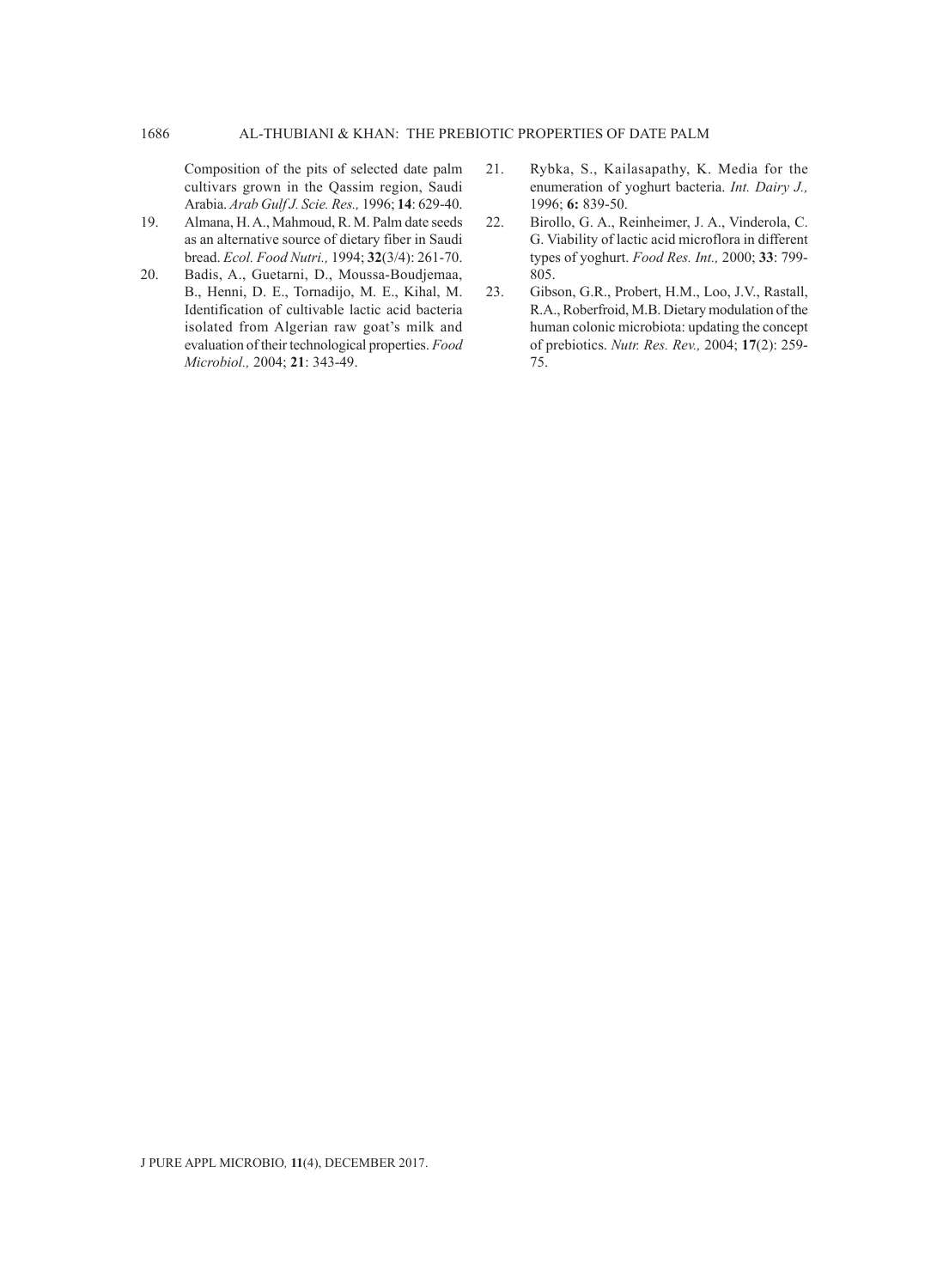Composition of the pits of selected date palm cultivars grown in the Qassim region, Saudi Arabia. *Arab Gulf J. Scie. Res.,* 1996; **14**: 629-40.

19. Almana, H. A., Mahmoud, R. M. Palm date seeds as an alternative source of dietary fiber in Saudi bread. *Ecol. Food Nutri.,* 1994; **32**(3/4): 261-70.
20. Badis, A., Guetarni, D., Moussa-Boudjemaa, B., Henni, D. E., Tornadijo, M. E., Kihal, M. Identification of cultivable lactic acid bacteria isolated from Algerian raw goat's milk and evaluation of their technological properties. *Food Microbiol.,* 2004; **21**: 343-49.
21. Rybka, S., Kailasapathy, K. Media for the enumeration of yoghurt bacteria. *Int. Dairy J.,* 1996; **6:** 839-50.
22. Birollo, G. A., Reinheimer, J. A., Vinderola, C. G. Viability of lactic acid microflora in different types of yoghurt. *Food Res. Int.,* 2000; **33**: 799-805.
23. Gibson, G.R., Probert, H.M., Loo, J.V., Rastall, R.A., Roberfroid, M.B. Dietary modulation of the human colonic microbiota: updating the concept of prebiotics. *Nutr. Res. Rev.,* 2004; **17**(2): 259-75.